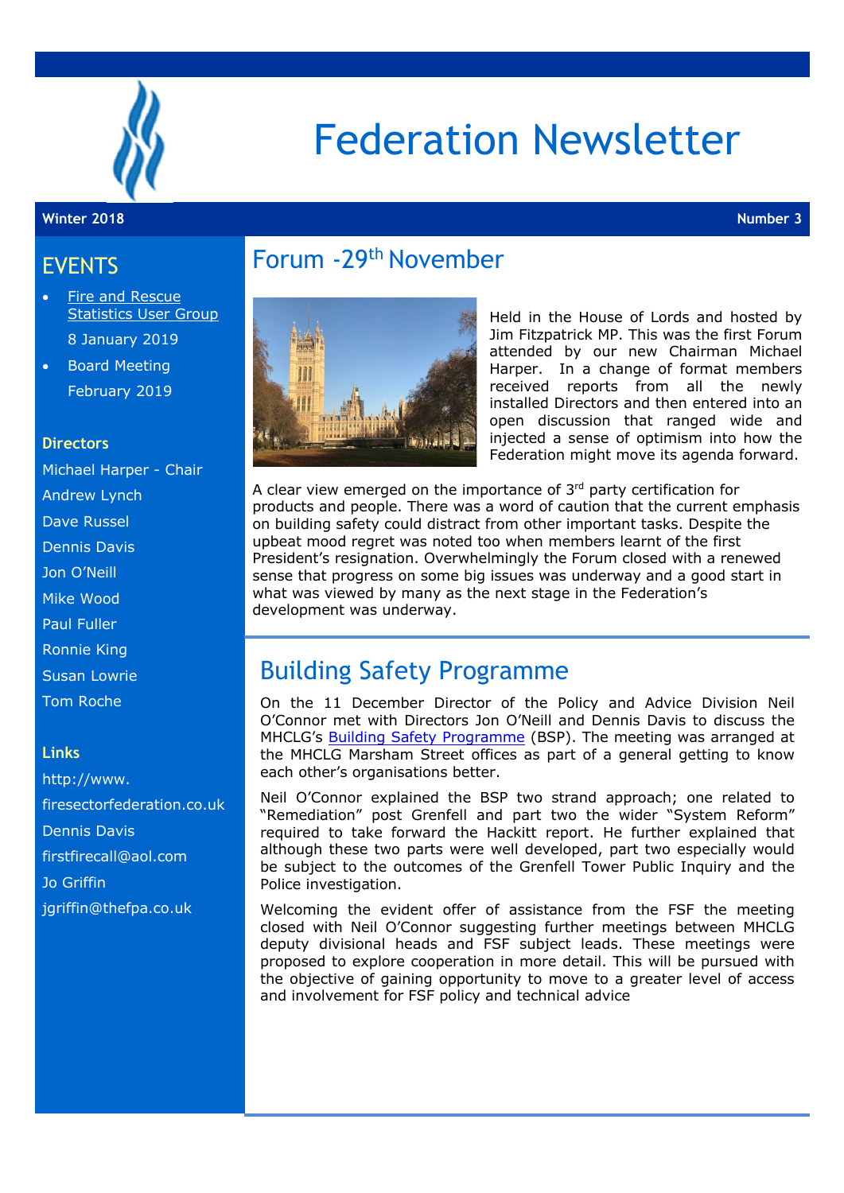# Federation Newsletter

**Winter 2018** **Number 3**

## EVENTS

- Fire and Rescue Statistics User Group
  8 January 2019
- Board Meeting
  February 2019

### Directors

Michael Harper - Chair
Andrew Lynch
Dave Russel
Dennis Davis
Jon O'Neill
Mike Wood
Paul Fuller
Ronnie King
Susan Lowrie
Tom Roche

### Links

http://www.firesectorfederation.co.uk
Dennis Davis
firstfirecall@aol.com
Jo Griffin
jgriffin@thefpa.co.uk

## Forum -29th November

Held in the House of Lords and hosted by Jim Fitzpatrick MP. This was the first Forum attended by our new Chairman Michael Harper. In a change of format members received reports from all the newly installed Directors and then entered into an open discussion that ranged wide and injected a sense of optimism into how the Federation might move its agenda forward.

A clear view emerged on the importance of 3rd party certification for products and people. There was a word of caution that the current emphasis on building safety could distract from other important tasks. Despite the upbeat mood regret was noted too when members learnt of the first President's resignation. Overwhelmingly the Forum closed with a renewed sense that progress on some big issues was underway and a good start in what was viewed by many as the next stage in the Federation's development was underway.

## Building Safety Programme

On the 11 December Director of the Policy and Advice Division Neil O'Connor met with Directors Jon O'Neill and Dennis Davis to discuss the MHCLG's Building Safety Programme (BSP). The meeting was arranged at the MHCLG Marsham Street offices as part of a general getting to know each other's organisations better.

Neil O'Connor explained the BSP two strand approach; one related to "Remediation" post Grenfell and part two the wider "System Reform" required to take forward the Hackitt report. He further explained that although these two parts were well developed, part two especially would be subject to the outcomes of the Grenfell Tower Public Inquiry and the Police investigation.

Welcoming the evident offer of assistance from the FSF the meeting closed with Neil O'Connor suggesting further meetings between MHCLG deputy divisional heads and FSF subject leads. These meetings were proposed to explore cooperation in more detail. This will be pursued with the objective of gaining opportunity to move to a greater level of access and involvement for FSF policy and technical advice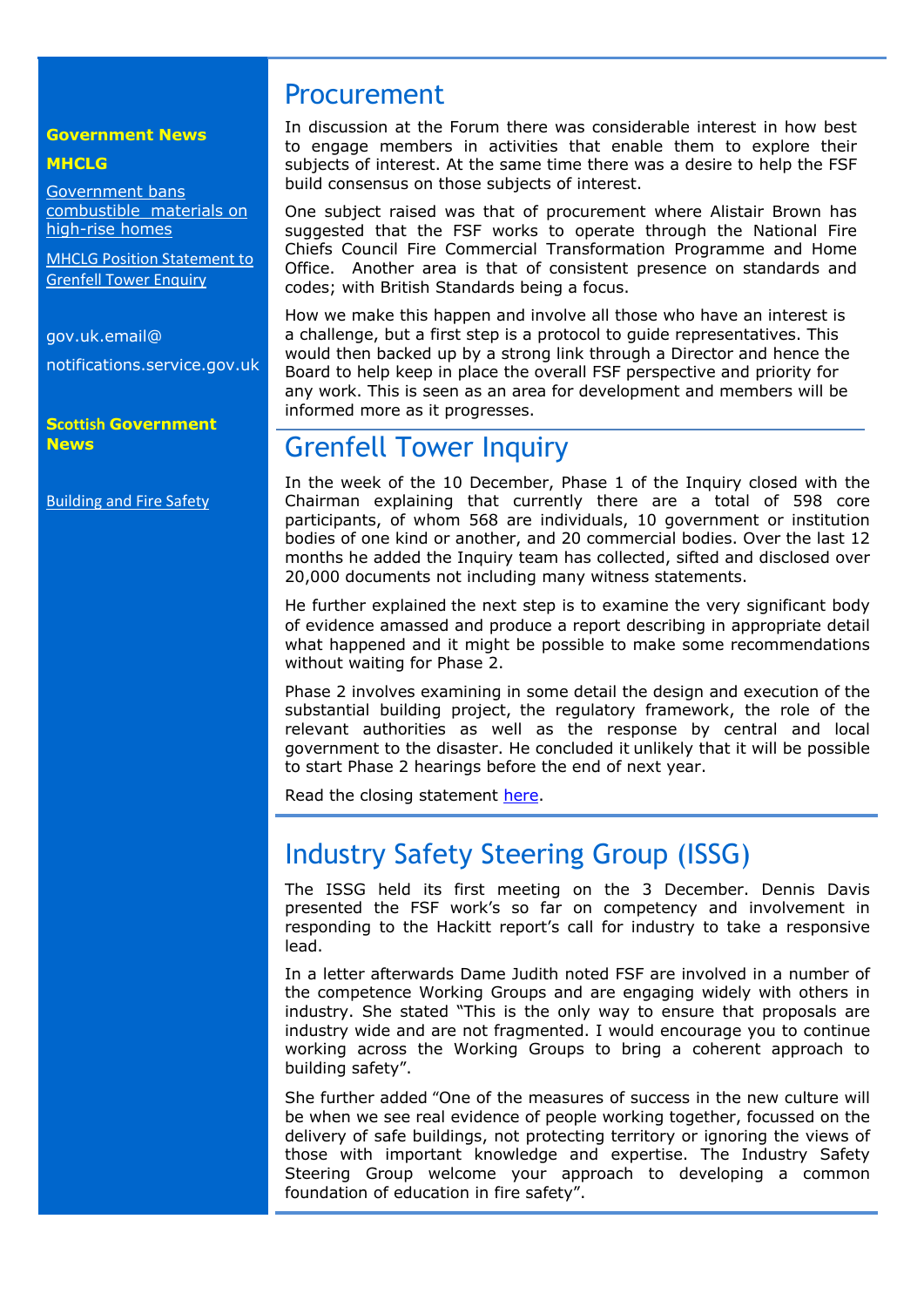**Government News**

**MHCLG**

Government bans combustible materials on high-rise homes

MHCLG Position Statement to Grenfell Tower Enquiry

gov.uk.email@

notifications.service.gov.uk

**Scottish Government News**

Building and Fire Safety

# Procurement

In discussion at the Forum there was considerable interest in how best to engage members in activities that enable them to explore their subjects of interest. At the same time there was a desire to help the FSF build consensus on those subjects of interest.

One subject raised was that of procurement where Alistair Brown has suggested that the FSF works to operate through the National Fire Chiefs Council Fire Commercial Transformation Programme and Home Office. Another area is that of consistent presence on standards and codes; with British Standards being a focus.

How we make this happen and involve all those who have an interest is a challenge, but a first step is a protocol to guide representatives. This would then backed up by a strong link through a Director and hence the Board to help keep in place the overall FSF perspective and priority for any work. This is seen as an area for development and members will be informed more as it progresses.

# Grenfell Tower Inquiry

In the week of the 10 December, Phase 1 of the Inquiry closed with the Chairman explaining that currently there are a total of 598 core participants, of whom 568 are individuals, 10 government or institution bodies of one kind or another, and 20 commercial bodies. Over the last 12 months he added the Inquiry team has collected, sifted and disclosed over 20,000 documents not including many witness statements.

He further explained the next step is to examine the very significant body of evidence amassed and produce a report describing in appropriate detail what happened and it might be possible to make some recommendations without waiting for Phase 2.

Phase 2 involves examining in some detail the design and execution of the substantial building project, the regulatory framework, the role of the relevant authorities as well as the response by central and local government to the disaster. He concluded it unlikely that it will be possible to start Phase 2 hearings before the end of next year.

Read the closing statement here.

# Industry Safety Steering Group (ISSG)

The ISSG held its first meeting on the 3 December. Dennis Davis presented the FSF work's so far on competency and involvement in responding to the Hackitt report's call for industry to take a responsive lead.

In a letter afterwards Dame Judith noted FSF are involved in a number of the competence Working Groups and are engaging widely with others in industry. She stated "This is the only way to ensure that proposals are industry wide and are not fragmented. I would encourage you to continue working across the Working Groups to bring a coherent approach to building safety".

She further added "One of the measures of success in the new culture will be when we see real evidence of people working together, focussed on the delivery of safe buildings, not protecting territory or ignoring the views of those with important knowledge and expertise. The Industry Safety Steering Group welcome your approach to developing a common foundation of education in fire safety".